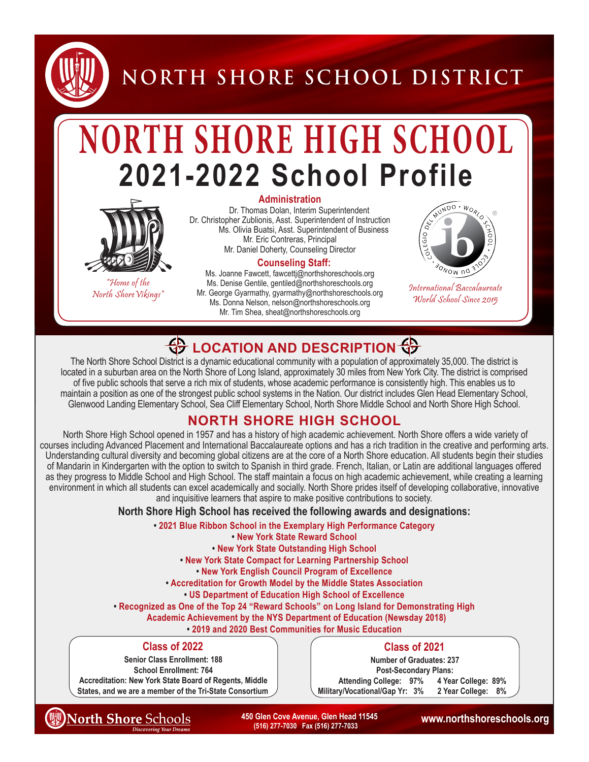# NORTH SHORE SCHOOL DISTRICT

# NORTH SHORE HIGH SCHOOL

## 2021-2022 School Profile

*"Home of the North Shore Vikings"*

### Administration

Dr. Thomas Dolan, Interim Superintendent
Dr. Christopher Zublionis, Asst. Superintendent of Instruction
Ms. Olivia Buatsi, Asst. Superintendent of Business
Mr. Eric Contreras, Principal
Mr. Daniel Doherty, Counseling Director

### Counseling Staff:

Ms. Joanne Fawcett, fawcettj@northshoreschools.org
Ms. Denise Gentile, gentiled@northshoreschools.org
Mr. George Gyarmathy, gyarmathy@northshoreschools.org
Ms. Donna Nelson, nelson@northshoreschools.org
Mr. Tim Shea, sheat@northshoreschools.org

*International Baccalaureate World School Since 2015*

## LOCATION AND DESCRIPTION

The North Shore School District is a dynamic educational community with a population of approximately 35,000. The district is located in a suburban area on the North Shore of Long Island, approximately 30 miles from New York City. The district is comprised of five public schools that serve a rich mix of students, whose academic performance is consistently high. This enables us to maintain a position as one of the strongest public school systems in the Nation. Our district includes Glen Head Elementary School, Glenwood Landing Elementary School, Sea Cliff Elementary School, North Shore Middle School and North Shore High School.

## NORTH SHORE HIGH SCHOOL

North Shore High School opened in 1957 and has a history of high academic achievement. North Shore offers a wide variety of courses including Advanced Placement and International Baccalaureate options and has a rich tradition in the creative and performing arts. Understanding cultural diversity and becoming global citizens are at the core of a North Shore education. All students begin their studies of Mandarin in Kindergarten with the option to switch to Spanish in third grade. French, Italian, or Latin are additional languages offered as they progress to Middle School and High School. The staff maintain a focus on high academic achievement, while creating a learning environment in which all students can excel academically and socially. North Shore prides itself of developing collaborative, innovative and inquisitive learners that aspire to make positive contributions to society.

**North Shore High School has received the following awards and designations:**

- **2021 Blue Ribbon School in the Exemplary High Performance Category**
- **New York State Reward School**
- **New York State Outstanding High School**
- **New York State Compact for Learning Partnership School**
- **New York English Council Program of Excellence**
- **Accreditation for Growth Model by the Middle States Association**
- **US Department of Education High School of Excellence**
- **Recognized as One of the Top 24 "Reward Schools" on Long Island for Demonstrating High Academic Achievement by the NYS Department of Education (Newsday 2018)**
- **2019 and 2020 Best Communities for Music Education**

### Class of 2022

**Senior Class Enrollment: 188**
**School Enrollment: 764**
**Accreditation: New York State Board of Regents, Middle States, and we are a member of the Tri-State Consortium**

### Class of 2021

**Number of Graduates: 237**
**Post-Secondary Plans:**

| | | | |
|---|---|---|---|
| Attending College: | 97% | 4 Year College: | 89% |
| Military/Vocational/Gap Yr: | 3% | 2 Year College: | 8% |

North Shore Schools — *Discovering Your Dreams*

450 Glen Cove Avenue, Glen Head 11545
(516) 277-7030 Fax (516) 277-7033

www.northshoreschools.org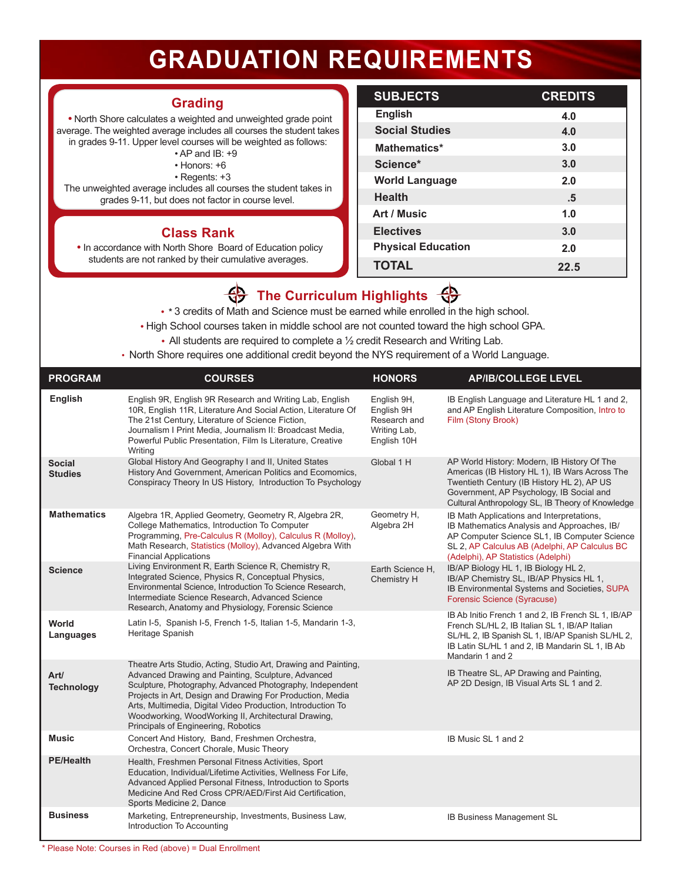# GRADUATION REQUIREMENTS

## Grading

• North Shore calculates a weighted and unweighted grade point average. The weighted average includes all courses the student takes in grades 9-11. Upper level courses will be weighted as follows:

- AP and IB: +9
- Honors: +6
- Regents: +3

The unweighted average includes all courses the student takes in grades 9-11, but does not factor in course level.

## Class Rank

• In accordance with North Shore Board of Education policy students are not ranked by their cumulative averages.

| SUBJECTS | CREDITS |
|---|---|
| English | 4.0 |
| Social Studies | 4.0 |
| Mathematics* | 3.0 |
| Science* | 3.0 |
| World Language | 2.0 |
| Health | .5 |
| Art / Music | 1.0 |
| Electives | 3.0 |
| Physical Education | 2.0 |
| TOTAL | 22.5 |

## The Curriculum Highlights

- * 3 credits of Math and Science must be earned while enrolled in the high school.
- High School courses taken in middle school are not counted toward the high school GPA.
- All students are required to complete a ½ credit Research and Writing Lab.
- North Shore requires one additional credit beyond the NYS requirement of a World Language.

| PROGRAM | COURSES | HONORS | AP/IB/COLLEGE LEVEL |
|---|---|---|---|
| English | English 9R, English 9R Research and Writing Lab, English 10R, English 11R, Literature And Social Action, Literature Of The 21st Century, Literature of Science Fiction, Journalism I Print Media, Journalism II: Broadcast Media, Powerful Public Presentation, Film Is Literature, Creative Writing | English 9H, English 9H Research and Writing Lab, English 10H | IB English Language and Literature HL 1 and 2, and AP English Literature Composition, Intro to Film (Stony Brook) |
| Social Studies | Global History And Geography I and II, United States History And Government, American Politics and Ecomomics, Conspiracy Theory In US History, Introduction To Psychology | Global 1 H | AP World History: Modern, IB History Of The Americas (IB History HL 1), IB Wars Across The Twentieth Century (IB History HL 2), AP US Government, AP Psychology, IB Social and Cultural Anthropology SL, IB Theory of Knowledge |
| Mathematics | Algebra 1R, Applied Geometry, Geometry R, Algebra 2R, College Mathematics, Introduction To Computer Programming, Pre-Calculus R (Molloy), Calculus R (Molloy), Math Research, Statistics (Molloy), Advanced Algebra With Financial Applications | Geometry H, Algebra 2H | IB Math Applications and Interpretations, IB Mathematics Analysis and Approaches, IB/AP Computer Science SL1, IB Computer Science SL 2, AP Calculus AB (Adelphi, AP Calculus BC (Adelphi), AP Statistics (Adelphi) |
| Science | Living Environment R, Earth Science R, Chemistry R, Integrated Science, Physics R, Conceptual Physics, Environmental Science, Introduction To Science Research, Intermediate Science Research, Advanced Science Research, Anatomy and Physiology, Forensic Science | Earth Science H, Chemistry H | IB/AP Biology HL 1, IB Biology HL 2, IB/AP Chemistry SL, IB/AP Physics HL 1, IB Environmental Systems and Societies, SUPA Forensic Science (Syracuse) |
| World Languages | Latin I-5, Spanish I-5, French 1-5, Italian 1-5, Mandarin 1-3, Heritage Spanish | | IB Ab Initio French 1 and 2, IB French SL 1, IB/AP French SL/HL 2, IB Italian SL 1, IB/AP Italian SL/HL 2, IB Spanish SL 1, IB/AP Spanish SL/HL 2, IB Latin SL/HL 1 and 2, IB Mandarin SL 1, IB Ab Mandarin 1 and 2 |
| Art/ Technology | Theatre Arts Studio, Acting, Studio Art, Drawing and Painting, Advanced Drawing and Painting, Sculpture, Advanced Sculpture, Photography, Advanced Photography, Independent Projects in Art, Design and Drawing For Production, Media Arts, Multimedia, Digital Video Production, Introduction To Woodworking, WoodWorking II, Architectural Drawing, Principals of Engineering, Robotics | | IB Theatre SL, AP Drawing and Painting, AP 2D Design, IB Visual Arts SL 1 and 2. |
| Music | Concert And History, Band, Freshmen Orchestra, Orchestra, Concert Chorale, Music Theory | | IB Music SL 1 and 2 |
| PE/Health | Health, Freshmen Personal Fitness Activities, Sport Education, Individual/Lifetime Activities, Wellness For Life, Advanced Applied Personal Fitness, Introduction to Sports Medicine And Red Cross CPR/AED/First Aid Certification, Sports Medicine 2, Dance | | |
| Business | Marketing, Entrepreneurship, Investments, Business Law, Introduction To Accounting | | IB Business Management SL |

* Please Note: Courses in Red (above) = Dual Enrollment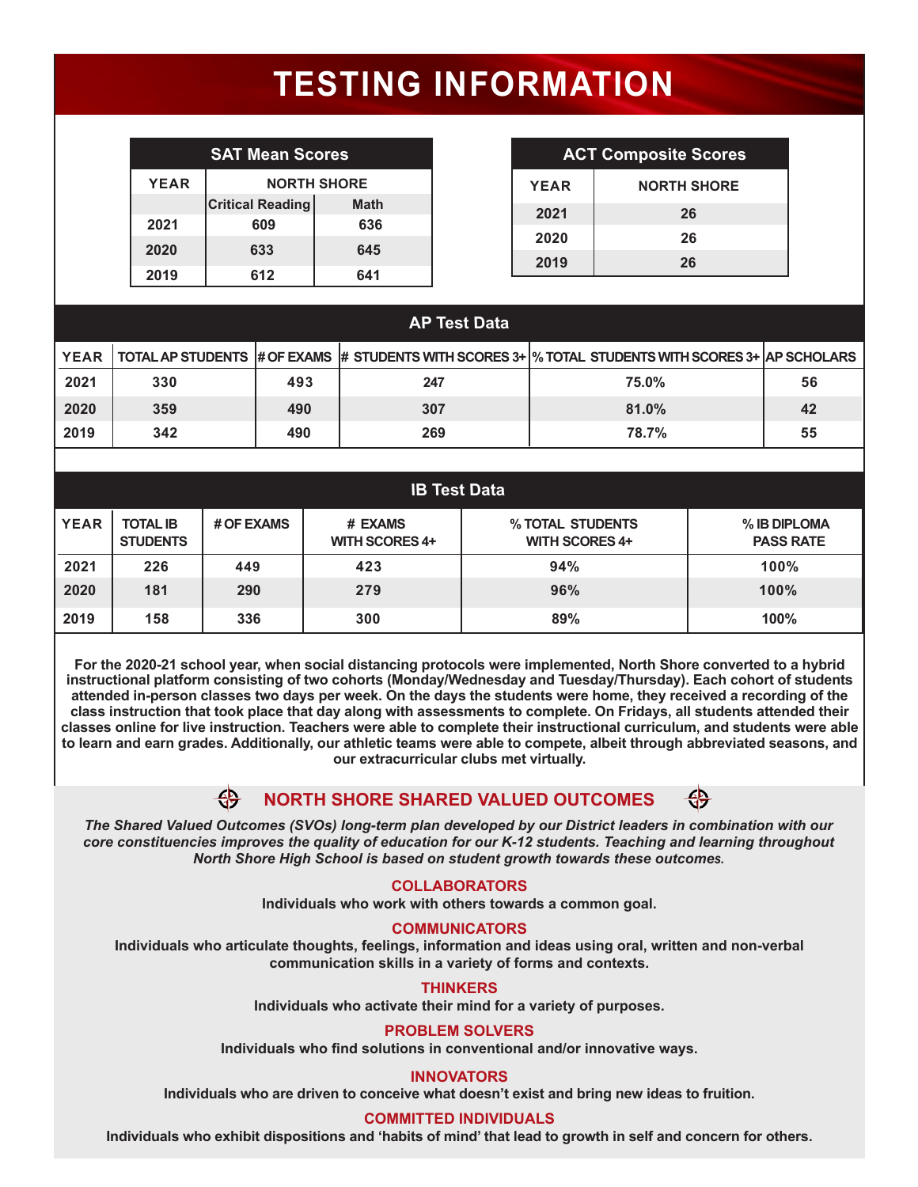# TESTING INFORMATION

| SAT Mean Scores | | |
|---|---|---|
| YEAR | NORTH SHORE | |
| | Critical Reading | Math |
| 2021 | 609 | 636 |
| 2020 | 633 | 645 |
| 2019 | 612 | 641 |

| ACT Composite Scores | |
|---|---|
| YEAR | NORTH SHORE |
| 2021 | 26 |
| 2020 | 26 |
| 2019 | 26 |

## AP Test Data

| YEAR | TOTAL AP STUDENTS | # OF EXAMS | # STUDENTS WITH SCORES 3+ | % TOTAL STUDENTS WITH SCORES 3+ | AP SCHOLARS |
|---|---|---|---|---|---|
| 2021 | 330 | 493 | 247 | 75.0% | 56 |
| 2020 | 359 | 490 | 307 | 81.0% | 42 |
| 2019 | 342 | 490 | 269 | 78.7% | 55 |

## IB Test Data

| YEAR | TOTAL IB STUDENTS | # OF EXAMS | # EXAMS WITH SCORES 4+ | % TOTAL STUDENTS WITH SCORES 4+ | % IB DIPLOMA PASS RATE |
|---|---|---|---|---|---|
| 2021 | 226 | 449 | 423 | 94% | 100% |
| 2020 | 181 | 290 | 279 | 96% | 100% |
| 2019 | 158 | 336 | 300 | 89% | 100% |

**For the 2020-21 school year, when social distancing protocols were implemented, North Shore converted to a hybrid instructional platform consisting of two cohorts (Monday/Wednesday and Tuesday/Thursday). Each cohort of students attended in-person classes two days per week. On the days the students were home, they received a recording of the class instruction that took place that day along with assessments to complete. On Fridays, all students attended their classes online for live instruction. Teachers were able to complete their instructional curriculum, and students were able to learn and earn grades. Additionally, our athletic teams were able to compete, albeit through abbreviated seasons, and our extracurricular clubs met virtually.**

## NORTH SHORE SHARED VALUED OUTCOMES

***The Shared Valued Outcomes (SVOs) long-term plan developed by our District leaders in combination with our core constituencies improves the quality of education for our K-12 students. Teaching and learning throughout North Shore High School is based on student growth towards these outcomes.***

### COLLABORATORS

**Individuals who work with others towards a common goal.**

### COMMUNICATORS

**Individuals who articulate thoughts, feelings, information and ideas using oral, written and non-verbal communication skills in a variety of forms and contexts.**

### THINKERS

**Individuals who activate their mind for a variety of purposes.**

### PROBLEM SOLVERS

**Individuals who find solutions in conventional and/or innovative ways.**

### INNOVATORS

**Individuals who are driven to conceive what doesn't exist and bring new ideas to fruition.**

### COMMITTED INDIVIDUALS

**Individuals who exhibit dispositions and 'habits of mind' that lead to growth in self and concern for others.**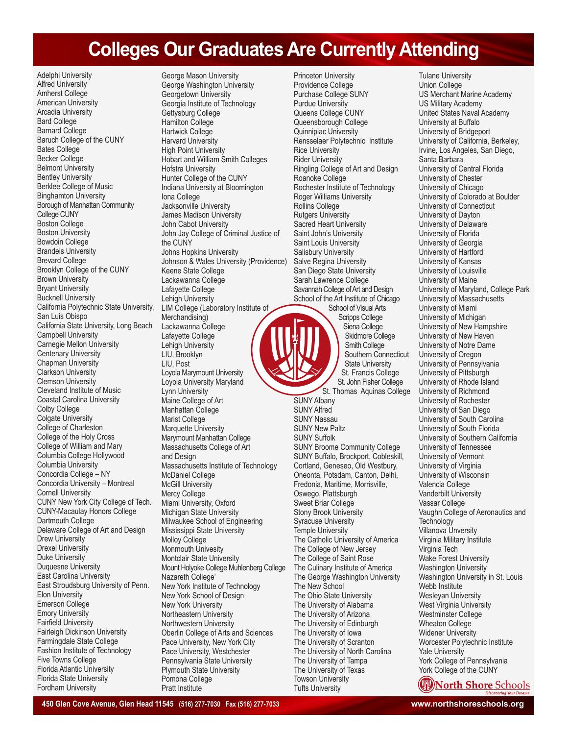# Colleges Our Graduates Are Currently Attending

Adelphi University
Alfred University
Amherst College
American University
Arcadia University
Bard College
Barnard College
Baruch College of the CUNY
Bates College
Becker College
Belmont University
Bentley University
Berklee College of Music
Binghamton University
Borough of Manhattan Community College CUNY
Boston College
Boston University
Bowdoin College
Brandeis University
Brevard College
Brooklyn College of the CUNY
Brown University
Bryant University
Bucknell University
California Polytechnic State University, San Luis Obispo
California State University, Long Beach
Campbell University
Carnegie Mellon University
Centenary University
Chapman University
Clarkson University
Clemson University
Cleveland Institute of Music
Coastal Carolina University
Colby College
Colgate University
College of Charleston
College of the Holy Cross
College of William and Mary
Columbia College Hollywood
Columbia University
Concordia College – NY
Concordia University – Montreal
Cornell University
CUNY New York City College of Tech.
CUNY-Macaulay Honors College
Dartmouth College
Delaware College of Art and Design
Drew University
Drexel University
Duke University
Duquesne University
East Carolina University
East Stroudsburg University of Penn.
Elon University
Emerson College
Emory University
Fairfield University
Fairleigh Dickinson University
Farmingdale State College
Fashion Institute of Technology
Five Towns College
Florida Atlantic University
Florida State University
Fordham University

George Mason University
George Washington University
Georgetown University
Georgia Institute of Technology
Gettysburg College
Hamilton College
Hartwick College
Harvard University
High Point University
Hobart and William Smith Colleges
Hofstra University
Hunter College of the CUNY
Indiana University at Bloomington
Iona College
Jacksonville University
James Madison University
John Cabot University
John Jay College of Criminal Justice of the CUNY
Johns Hopkins University
Johnson & Wales University (Providence)
Keene State College
Lackawanna College
Lafayette College
Lehigh University
LIM College (Laboratory Institute of Merchandising)
Lackawanna College
Lafayette College
Lehigh University
LIU, Brooklyn
LIU, Post
Loyola Marymount University
Loyola University Maryland
Lynn University
Maine College of Art
Manhattan College
Marist College
Marquette University
Marymount Manhattan College
Massachusetts College of Art and Design
Massachusetts Institute of Technology
McDaniel College
McGill University
Mercy College
Miami University, Oxford
Michigan State University
Milwaukee School of Engineering
Mississippi State University
Molloy College
Monmouth Univesity
Montclair State University
Mount Holyoke College Muhlenberg College
Nazareth College'
New York Institute of Technology
New York School of Design
New York University
Northeastern University
Northwestern University
Oberlin College of Arts and Sciences
Pace University, New York City
Pace University, Westchester
Pennsylvania State University
Plymouth State University
Pomona College
Pratt Institute

Princeton University
Providence College
Purchase College SUNY
Purdue University
Queens College CUNY
Queensborough College
Quinnipiac University
Rensselaer Polytechnic Institute
Rice University
Rider University
Ringling College of Art and Design
Roanoke College
Rochester Institute of Technology
Roger Williams University
Rollins College
Rutgers University
Sacred Heart University
Saint John's University
Saint Louis University
Salisbury University
Salve Regina University
San Diego State University
Sarah Lawrence College
Savannah College of Art and Design
School of the Art Institute of Chicago
School of Visual Arts
Scripps College
Siena College
Skidmore College
Smith College
Southern Connecticut State University
St. Francis College
St. John Fisher College
St. Thomas Aquinas College
SUNY Albany
SUNY Alfred
SUNY Nassau
SUNY New Paltz
SUNY Suffolk
SUNY Broome Community College
SUNY Buffalo, Brockport, Cobleskill, Cortland, Geneseo, Old Westbury, Oneonta, Potsdam, Canton, Delhi, Fredonia, Maritime, Morrisville, Oswego, Plattsburgh
Sweet Briar College
Stony Brook University
Syracuse University
Temple University
The Catholic University of America
The College of New Jersey
The College of Saint Rose
The Culinary Institute of America
The George Washington University
The New School
The Ohio State University
The University of Alabama
The University of Arizona
The University of Edinburgh
The University of Iowa
The University of Scranton
The University of North Carolina
The University of Tampa
The University of Texas
Towson University
Tufts University

Tulane University
Union College
US Merchant Marine Academy
US Military Academy
United States Naval Academy
University at Buffalo
University of Bridgeport
University of California, Berkeley, Irvine, Los Angeles, San Diego, Santa Barbara
University of Central Florida
University of Chester
University of Chicago
University of Colorado at Boulder
University of Connecticut
University of Dayton
University of Delaware
University of Florida
University of Georgia
University of Hartford
University of Kansas
University of Louisville
University of Maine
University of Maryland, College Park
University of Massachusetts
University of Miami
University of Michigan
University of New Hampshire
University of New Haven
University of Notre Dame
University of Oregon
University of Pennsylvania
University of Pittsburgh
University of Rhode Island
University of Richmond
University of Rochester
University of San Diego
University of South Carolina
University of South Florida
University of Southern California
University of Tennessee
University of Vermont
University of Virginia
University of Wisconsin
Valencia College
Vanderbilt University
Vassar College
Vaughn College of Aeronautics and Technology
Villanova Unversity
Virginia Military Institute
Virginia Tech
Wake Forest University
Washington University
Washington University in St. Louis
Webb Institute
Wesleyan University
West Virginia University
Westminster College
Wheaton College
Widener University
Worcester Polytechnic Institute
Yale University
York College of Pennsylvania
York College of the CUNY

North Shore Schools
*Discovering Your Dreams*

**450 Glen Cove Avenue, Glen Head 11545 (516) 277-7030 Fax (516) 277-7033** **www.northshoreschools.org**